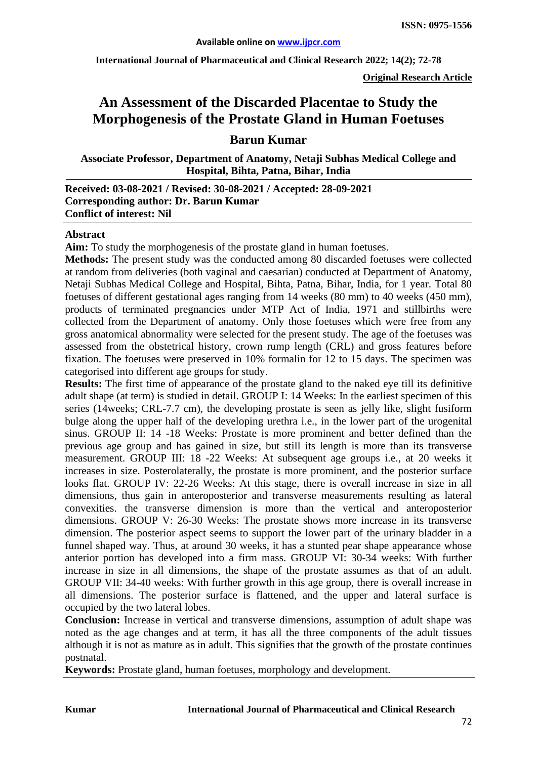**Available online on www.ijpcr.com**

**ISSN: 0975-1556**

**International Journal of Pharmaceutical and Clinical Research 2022; 14(2); 72-78**

**Original Research Article**

# An Assessment of the Discarded Placentae to Study the Morphogenesis of the Prostate Gland in Human Foetuses

## Barun Kumar

**Associate Professor, Department of Anatomy, Netaji Subhas Medical College and Hospital, Bihta, Patna, Bihar, India**

**Received: 03-08-2021 / Revised: 30-08-2021 / Accepted: 28-09-2021**
**Corresponding author: Dr. Barun Kumar**
**Conflict of interest: Nil**

### Abstract

**Aim:** To study the morphogenesis of the prostate gland in human foetuses.

**Methods:** The present study was the conducted among 80 discarded foetuses were collected at random from deliveries (both vaginal and caesarian) conducted at Department of Anatomy, Netaji Subhas Medical College and Hospital, Bihta, Patna, Bihar, India, for 1 year. Total 80 foetuses of different gestational ages ranging from 14 weeks (80 mm) to 40 weeks (450 mm), products of terminated pregnancies under MTP Act of India, 1971 and stillbirths were collected from the Department of anatomy. Only those foetuses which were free from any gross anatomical abnormality were selected for the present study. The age of the foetuses was assessed from the obstetrical history, crown rump length (CRL) and gross features before fixation. The foetuses were preserved in 10% formalin for 12 to 15 days. The specimen was categorised into different age groups for study.

**Results:** The first time of appearance of the prostate gland to the naked eye till its definitive adult shape (at term) is studied in detail. GROUP I: 14 Weeks: In the earliest specimen of this series (14weeks; CRL-7.7 cm), the developing prostate is seen as jelly like, slight fusiform bulge along the upper half of the developing urethra i.e., in the lower part of the urogenital sinus. GROUP II: 14 -18 Weeks: Prostate is more prominent and better defined than the previous age group and has gained in size, but still its length is more than its transverse measurement. GROUP III: 18 -22 Weeks: At subsequent age groups i.e., at 20 weeks it increases in size. Posterolaterally, the prostate is more prominent, and the posterior surface looks flat. GROUP IV: 22-26 Weeks: At this stage, there is overall increase in size in all dimensions, thus gain in anteroposterior and transverse measurements resulting as lateral convexities. the transverse dimension is more than the vertical and anteroposterior dimensions. GROUP V: 26-30 Weeks: The prostate shows more increase in its transverse dimension. The posterior aspect seems to support the lower part of the urinary bladder in a funnel shaped way. Thus, at around 30 weeks, it has a stunted pear shape appearance whose anterior portion has developed into a firm mass. GROUP VI: 30-34 weeks: With further increase in size in all dimensions, the shape of the prostate assumes as that of an adult. GROUP VII: 34-40 weeks: With further growth in this age group, there is overall increase in all dimensions. The posterior surface is flattened, and the upper and lateral surface is occupied by the two lateral lobes.

**Conclusion:** Increase in vertical and transverse dimensions, assumption of adult shape was noted as the age changes and at term, it has all the three components of the adult tissues although it is not as mature as in adult. This signifies that the growth of the prostate continues postnatal.

**Keywords:** Prostate gland, human foetuses, morphology and development.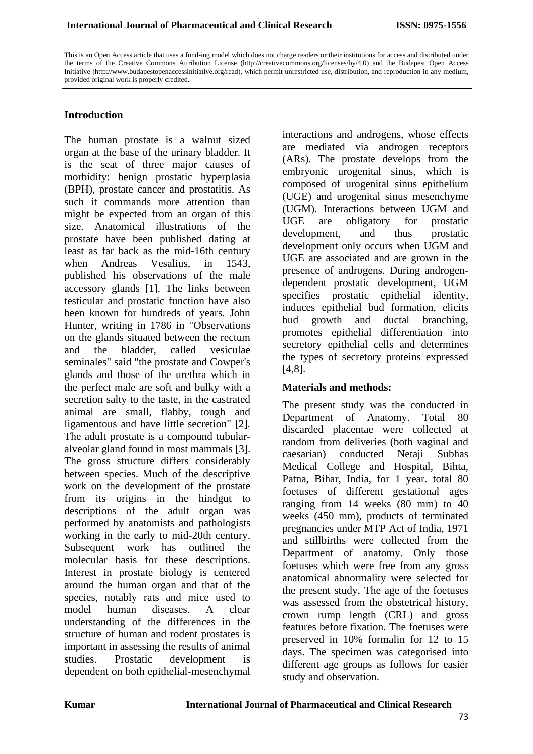This is an Open Access article that uses a fund-ing model which does not charge readers or their institutions for access and distributed under the terms of the Creative Commons Attribution License (http://creativecommons.org/licenses/by/4.0) and the Budapest Open Access Initiative (http://www.budapestopenaccessinitiative.org/read), which permit unrestricted use, distribution, and reproduction in any medium, provided original work is properly credited.

## Introduction

The human prostate is a walnut sized organ at the base of the urinary bladder. It is the seat of three major causes of morbidity: benign prostatic hyperplasia (BPH), prostate cancer and prostatitis. As such it commands more attention than might be expected from an organ of this size. Anatomical illustrations of the prostate have been published dating at least as far back as the mid-16th century when Andreas Vesalius, in 1543, published his observations of the male accessory glands [1]. The links between testicular and prostatic function have also been known for hundreds of years. John Hunter, writing in 1786 in "Observations on the glands situated between the rectum and the bladder, called vesiculae seminales" said "the prostate and Cowper's glands and those of the urethra which in the perfect male are soft and bulky with a secretion salty to the taste, in the castrated animal are small, flabby, tough and ligamentous and have little secretion" [2]. The adult prostate is a compound tubular-alveolar gland found in most mammals [3]. The gross structure differs considerably between species. Much of the descriptive work on the development of the prostate from its origins in the hindgut to descriptions of the adult organ was performed by anatomists and pathologists working in the early to mid-20th century. Subsequent work has outlined the molecular basis for these descriptions. Interest in prostate biology is centered around the human organ and that of the species, notably rats and mice used to model human diseases. A clear understanding of the differences in the structure of human and rodent prostates is important in assessing the results of animal studies. Prostatic development is dependent on both epithelial-mesenchymal interactions and androgens, whose effects are mediated via androgen receptors (ARs). The prostate develops from the embryonic urogenital sinus, which is composed of urogenital sinus epithelium (UGE) and urogenital sinus mesenchyme (UGM). Interactions between UGM and UGE are obligatory for prostatic development, and thus prostatic development only occurs when UGM and UGE are associated and are grown in the presence of androgens. During androgen-dependent prostatic development, UGM specifies prostatic epithelial identity, induces epithelial bud formation, elicits bud growth and ductal branching, promotes epithelial differentiation into secretory epithelial cells and determines the types of secretory proteins expressed [4,8].

## Materials and methods:

The present study was the conducted in Department of Anatomy. Total 80 discarded placentae were collected at random from deliveries (both vaginal and caesarian) conducted Netaji Subhas Medical College and Hospital, Bihta, Patna, Bihar, India, for 1 year. total 80 foetuses of different gestational ages ranging from 14 weeks (80 mm) to 40 weeks (450 mm), products of terminated pregnancies under MTP Act of India, 1971 and stillbirths were collected from the Department of anatomy. Only those foetuses which were free from any gross anatomical abnormality were selected for the present study. The age of the foetuses was assessed from the obstetrical history, crown rump length (CRL) and gross features before fixation. The foetuses were preserved in 10% formalin for 12 to 15 days. The specimen was categorised into different age groups as follows for easier study and observation.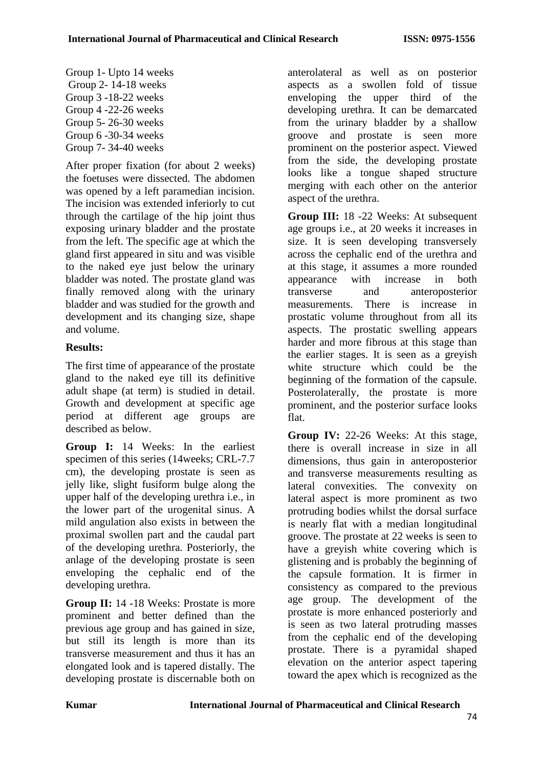Group 1- Upto 14 weeks
Group 2- 14-18 weeks
Group 3 -18-22 weeks
Group 4 -22-26 weeks
Group 5- 26-30 weeks
Group 6 -30-34 weeks
Group 7- 34-40 weeks

After proper fixation (for about 2 weeks) the foetuses were dissected. The abdomen was opened by a left paramedian incision. The incision was extended inferiorly to cut through the cartilage of the hip joint thus exposing urinary bladder and the prostate from the left. The specific age at which the gland first appeared in situ and was visible to the naked eye just below the urinary bladder was noted. The prostate gland was finally removed along with the urinary bladder and was studied for the growth and development and its changing size, shape and volume.

**Results:**

The first time of appearance of the prostate gland to the naked eye till its definitive adult shape (at term) is studied in detail. Growth and development at specific age period at different age groups are described as below.

**Group I:** 14 Weeks: In the earliest specimen of this series (14weeks; CRL-7.7 cm), the developing prostate is seen as jelly like, slight fusiform bulge along the upper half of the developing urethra i.e., in the lower part of the urogenital sinus. A mild angulation also exists in between the proximal swollen part and the caudal part of the developing urethra. Posteriorly, the anlage of the developing prostate is seen enveloping the cephalic end of the developing urethra.

**Group II:** 14 -18 Weeks: Prostate is more prominent and better defined than the previous age group and has gained in size, but still its length is more than its transverse measurement and thus it has an elongated look and is tapered distally. The developing prostate is discernable both on anterolateral as well as on posterior aspects as a swollen fold of tissue enveloping the upper third of the developing urethra. It can be demarcated from the urinary bladder by a shallow groove and prostate is seen more prominent on the posterior aspect. Viewed from the side, the developing prostate looks like a tongue shaped structure merging with each other on the anterior aspect of the urethra.

**Group III:** 18 -22 Weeks: At subsequent age groups i.e., at 20 weeks it increases in size. It is seen developing transversely across the cephalic end of the urethra and at this stage, it assumes a more rounded appearance with increase in both transverse and anteroposterior measurements. There is increase in prostatic volume throughout from all its aspects. The prostatic swelling appears harder and more fibrous at this stage than the earlier stages. It is seen as a greyish white structure which could be the beginning of the formation of the capsule. Posterolaterally, the prostate is more prominent, and the posterior surface looks flat.

**Group IV:** 22-26 Weeks: At this stage, there is overall increase in size in all dimensions, thus gain in anteroposterior and transverse measurements resulting as lateral convexities. The convexity on lateral aspect is more prominent as two protruding bodies whilst the dorsal surface is nearly flat with a median longitudinal groove. The prostate at 22 weeks is seen to have a greyish white covering which is glistening and is probably the beginning of the capsule formation. It is firmer in consistency as compared to the previous age group. The development of the prostate is more enhanced posteriorly and is seen as two lateral protruding masses from the cephalic end of the developing prostate. There is a pyramidal shaped elevation on the anterior aspect tapering toward the apex which is recognized as the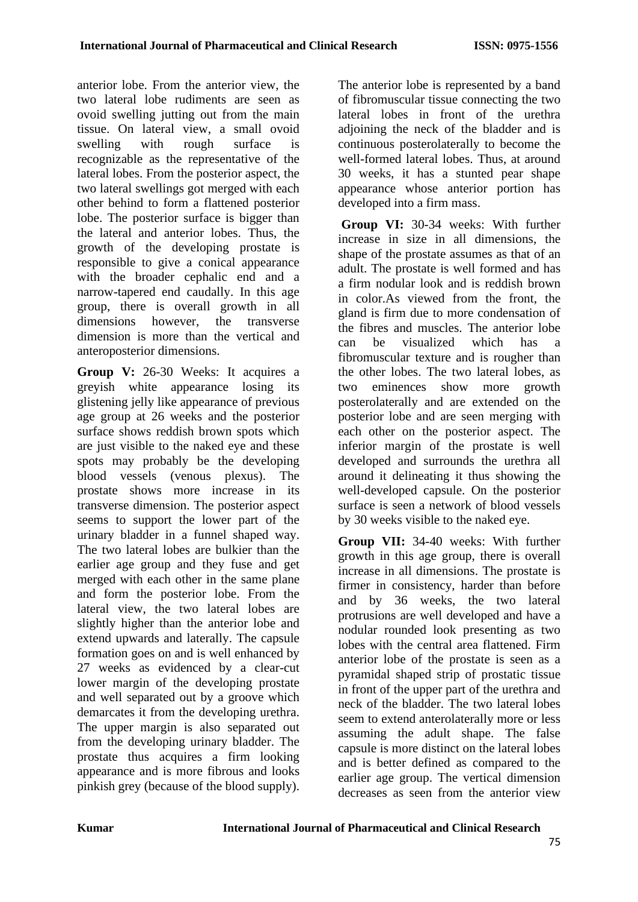anterior lobe. From the anterior view, the two lateral lobe rudiments are seen as ovoid swelling jutting out from the main tissue. On lateral view, a small ovoid swelling with rough surface is recognizable as the representative of the lateral lobes. From the posterior aspect, the two lateral swellings got merged with each other behind to form a flattened posterior lobe. The posterior surface is bigger than the lateral and anterior lobes. Thus, the growth of the developing prostate is responsible to give a conical appearance with the broader cephalic end and a narrow-tapered end caudally. In this age group, there is overall growth in all dimensions however, the transverse dimension is more than the vertical and anteroposterior dimensions.

**Group V:** 26-30 Weeks: It acquires a greyish white appearance losing its glistening jelly like appearance of previous age group at 26 weeks and the posterior surface shows reddish brown spots which are just visible to the naked eye and these spots may probably be the developing blood vessels (venous plexus). The prostate shows more increase in its transverse dimension. The posterior aspect seems to support the lower part of the urinary bladder in a funnel shaped way. The two lateral lobes are bulkier than the earlier age group and they fuse and get merged with each other in the same plane and form the posterior lobe. From the lateral view, the two lateral lobes are slightly higher than the anterior lobe and extend upwards and laterally. The capsule formation goes on and is well enhanced by 27 weeks as evidenced by a clear-cut lower margin of the developing prostate and well separated out by a groove which demarcates it from the developing urethra. The upper margin is also separated out from the developing urinary bladder. The prostate thus acquires a firm looking appearance and is more fibrous and looks pinkish grey (because of the blood supply). The anterior lobe is represented by a band of fibromuscular tissue connecting the two lateral lobes in front of the urethra adjoining the neck of the bladder and is continuous posterolaterally to become the well-formed lateral lobes. Thus, at around 30 weeks, it has a stunted pear shape appearance whose anterior portion has developed into a firm mass.

**Group VI:** 30-34 weeks: With further increase in size in all dimensions, the shape of the prostate assumes as that of an adult. The prostate is well formed and has a firm nodular look and is reddish brown in color.As viewed from the front, the gland is firm due to more condensation of the fibres and muscles. The anterior lobe can be visualized which has a fibromuscular texture and is rougher than the other lobes. The two lateral lobes, as two eminences show more growth posterolaterally and are extended on the posterior lobe and are seen merging with each other on the posterior aspect. The inferior margin of the prostate is well developed and surrounds the urethra all around it delineating it thus showing the well-developed capsule. On the posterior surface is seen a network of blood vessels by 30 weeks visible to the naked eye.

**Group VII:** 34-40 weeks: With further growth in this age group, there is overall increase in all dimensions. The prostate is firmer in consistency, harder than before and by 36 weeks, the two lateral protrusions are well developed and have a nodular rounded look presenting as two lobes with the central area flattened. Firm anterior lobe of the prostate is seen as a pyramidal shaped strip of prostatic tissue in front of the upper part of the urethra and neck of the bladder. The two lateral lobes seem to extend anterolaterally more or less assuming the adult shape. The false capsule is more distinct on the lateral lobes and is better defined as compared to the earlier age group. The vertical dimension decreases as seen from the anterior view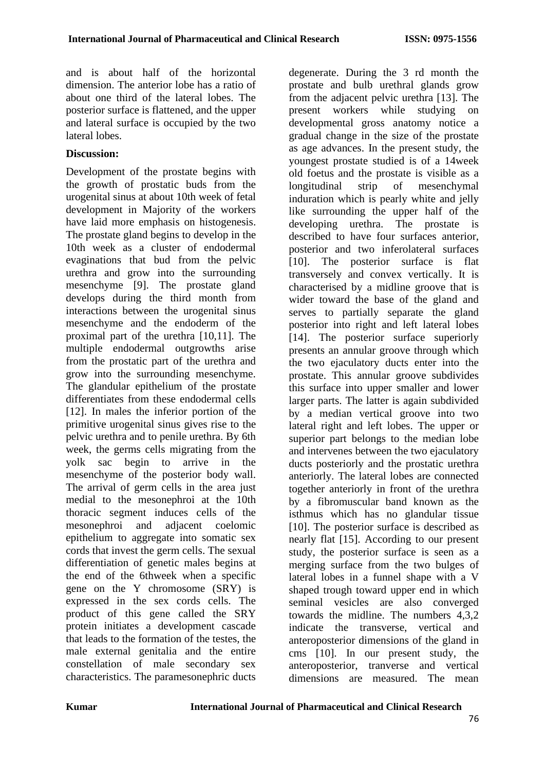and is about half of the horizontal dimension. The anterior lobe has a ratio of about one third of the lateral lobes. The posterior surface is flattened, and the upper and lateral surface is occupied by the two lateral lobes.

**Discussion:**

Development of the prostate begins with the growth of prostatic buds from the urogenital sinus at about 10th week of fetal development in Majority of the workers have laid more emphasis on histogenesis. The prostate gland begins to develop in the 10th week as a cluster of endodermal evaginations that bud from the pelvic urethra and grow into the surrounding mesenchyme [9]. The prostate gland develops during the third month from interactions between the urogenital sinus mesenchyme and the endoderm of the proximal part of the urethra [10,11]. The multiple endodermal outgrowths arise from the prostatic part of the urethra and grow into the surrounding mesenchyme. The glandular epithelium of the prostate differentiates from these endodermal cells [12]. In males the inferior portion of the primitive urogenital sinus gives rise to the pelvic urethra and to penile urethra. By 6th week, the germs cells migrating from the yolk sac begin to arrive in the mesenchyme of the posterior body wall. The arrival of germ cells in the area just medial to the mesonephroi at the 10th thoracic segment induces cells of the mesonephroi and adjacent coelomic epithelium to aggregate into somatic sex cords that invest the germ cells. The sexual differentiation of genetic males begins at the end of the 6thweek when a specific gene on the Y chromosome (SRY) is expressed in the sex cords cells. The product of this gene called the SRY protein initiates a development cascade that leads to the formation of the testes, the male external genitalia and the entire constellation of male secondary sex characteristics. The paramesonephric ducts degenerate. During the 3 rd month the prostate and bulb urethral glands grow from the adjacent pelvic urethra [13]. The present workers while studying on developmental gross anatomy notice a gradual change in the size of the prostate as age advances. In the present study, the youngest prostate studied is of a 14week old foetus and the prostate is visible as a longitudinal strip of mesenchymal induration which is pearly white and jelly like surrounding the upper half of the developing urethra. The prostate is described to have four surfaces anterior, posterior and two inferolateral surfaces [10]. The posterior surface is flat transversely and convex vertically. It is characterised by a midline groove that is wider toward the base of the gland and serves to partially separate the gland posterior into right and left lateral lobes [14]. The posterior surface superiorly presents an annular groove through which the two ejaculatory ducts enter into the prostate. This annular groove subdivides this surface into upper smaller and lower larger parts. The latter is again subdivided by a median vertical groove into two lateral right and left lobes. The upper or superior part belongs to the median lobe and intervenes between the two ejaculatory ducts posteriorly and the prostatic urethra anteriorly. The lateral lobes are connected together anteriorly in front of the urethra by a fibromuscular band known as the isthmus which has no glandular tissue [10]. The posterior surface is described as nearly flat [15]. According to our present study, the posterior surface is seen as a merging surface from the two bulges of lateral lobes in a funnel shape with a V shaped trough toward upper end in which seminal vesicles are also converged towards the midline. The numbers 4,3,2 indicate the transverse, vertical and anteroposterior dimensions of the gland in cms [10]. In our present study, the anteroposterior, tranverse and vertical dimensions are measured. The mean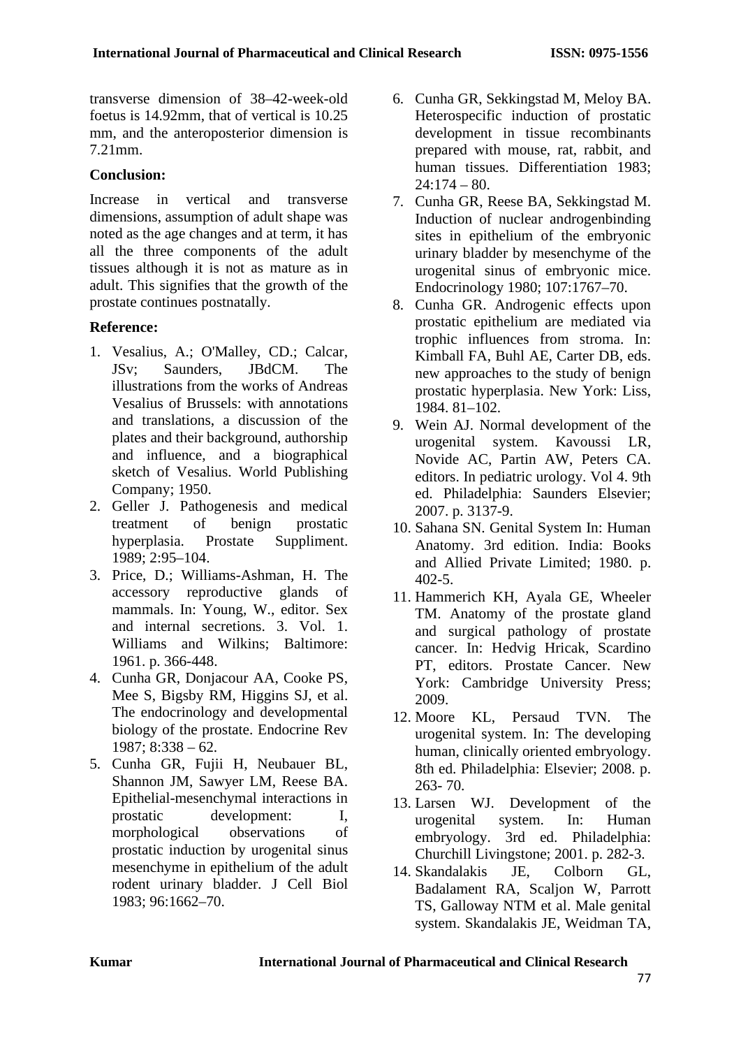transverse dimension of 38–42-week-old foetus is 14.92mm, that of vertical is 10.25 mm, and the anteroposterior dimension is 7.21mm.

**Conclusion:**

Increase in vertical and transverse dimensions, assumption of adult shape was noted as the age changes and at term, it has all the three components of the adult tissues although it is not as mature as in adult. This signifies that the growth of the prostate continues postnatally.

**Reference:**

1. Vesalius, A.; O'Malley, CD.; Calcar, JSv; Saunders, JBdCM. The illustrations from the works of Andreas Vesalius of Brussels: with annotations and translations, a discussion of the plates and their background, authorship and influence, and a biographical sketch of Vesalius. World Publishing Company; 1950.
2. Geller J. Pathogenesis and medical treatment of benign prostatic hyperplasia. Prostate Suppliment. 1989; 2:95–104.
3. Price, D.; Williams-Ashman, H. The accessory reproductive glands of mammals. In: Young, W., editor. Sex and internal secretions. 3. Vol. 1. Williams and Wilkins; Baltimore: 1961. p. 366-448.
4. Cunha GR, Donjacour AA, Cooke PS, Mee S, Bigsby RM, Higgins SJ, et al. The endocrinology and developmental biology of the prostate. Endocrine Rev 1987; 8:338 – 62.
5. Cunha GR, Fujii H, Neubauer BL, Shannon JM, Sawyer LM, Reese BA. Epithelial-mesenchymal interactions in prostatic development: I, morphological observations of prostatic induction by urogenital sinus mesenchyme in epithelium of the adult rodent urinary bladder. J Cell Biol 1983; 96:1662–70.
6. Cunha GR, Sekkingstad M, Meloy BA. Heterospecific induction of prostatic development in tissue recombinants prepared with mouse, rat, rabbit, and human tissues. Differentiation 1983; 24:174 – 80.
7. Cunha GR, Reese BA, Sekkingstad M. Induction of nuclear androgenbinding sites in epithelium of the embryonic urinary bladder by mesenchyme of the urogenital sinus of embryonic mice. Endocrinology 1980; 107:1767–70.
8. Cunha GR. Androgenic effects upon prostatic epithelium are mediated via trophic influences from stroma. In: Kimball FA, Buhl AE, Carter DB, eds. new approaches to the study of benign prostatic hyperplasia. New York: Liss, 1984. 81–102.
9. Wein AJ. Normal development of the urogenital system. Kavoussi LR, Novide AC, Partin AW, Peters CA. editors. In pediatric urology. Vol 4. 9th ed. Philadelphia: Saunders Elsevier; 2007. p. 3137-9.
10. Sahana SN. Genital System In: Human Anatomy. 3rd edition. India: Books and Allied Private Limited; 1980. p. 402-5.
11. Hammerich KH, Ayala GE, Wheeler TM. Anatomy of the prostate gland and surgical pathology of prostate cancer. In: Hedvig Hricak, Scardino PT, editors. Prostate Cancer. New York: Cambridge University Press; 2009.
12. Moore KL, Persaud TVN. The urogenital system. In: The developing human, clinically oriented embryology. 8th ed. Philadelphia: Elsevier; 2008. p. 263- 70.
13. Larsen WJ. Development of the urogenital system. In: Human embryology. 3rd ed. Philadelphia: Churchill Livingstone; 2001. p. 282-3.
14. Skandalakis JE, Colborn GL, Badalament RA, Scaljon W, Parrott TS, Galloway NTM et al. Male genital system. Skandalakis JE, Weidman TA,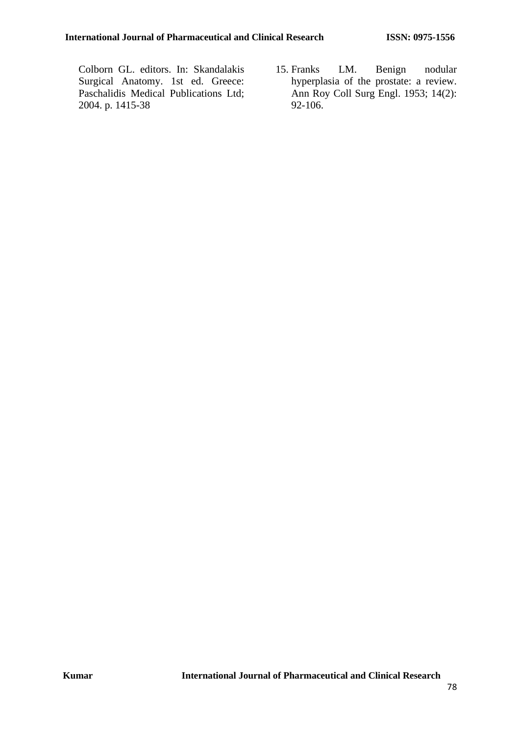Colborn GL. editors. In: Skandalakis Surgical Anatomy. 1st ed. Greece: Paschalidis Medical Publications Ltd; 2004. p. 1415-38

15. Franks LM. Benign nodular hyperplasia of the prostate: a review. Ann Roy Coll Surg Engl. 1953; 14(2): 92-106.